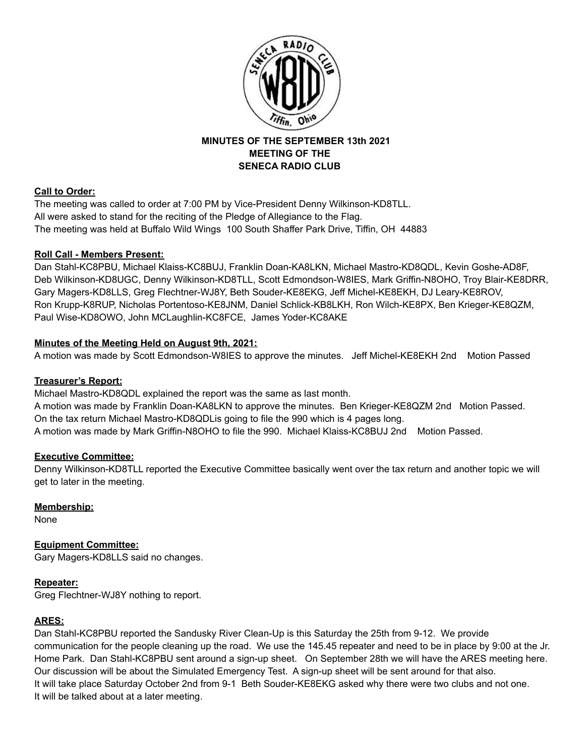**MINUTES OF THE SEPTEMBER 13th 2021**
**MEETING OF THE**
**SENECA RADIO CLUB**

**Call to Order:**

The meeting was called to order at 7:00 PM by Vice-President Denny Wilkinson-KD8TLL.
All were asked to stand for the reciting of the Pledge of Allegiance to the Flag.
The meeting was held at Buffalo Wild Wings 100 South Shaffer Park Drive, Tiffin, OH 44883

**Roll Call - Members Present:**

Dan Stahl-KC8PBU, Michael Klaiss-KC8BUJ, Franklin Doan-KA8LKN, Michael Mastro-KD8QDL, Kevin Goshe-AD8F, Deb Wilkinson-KD8UGC, Denny Wilkinson-KD8TLL, Scott Edmondson-W8IES, Mark Griffin-N8OHO, Troy Blair-KE8DRR, Gary Magers-KD8LLS, Greg Flechtner-WJ8Y, Beth Souder-KE8EKG, Jeff Michel-KE8EKH, DJ Leary-KE8ROV, Ron Krupp-K8RUP, Nicholas Portentoso-KE8JNM, Daniel Schlick-KB8LKH, Ron Wilch-KE8PX, Ben Krieger-KE8QZM, Paul Wise-KD8OWO, John MCLaughlin-KC8FCE, James Yoder-KC8AKE

**Minutes of the Meeting Held on August 9th, 2021:**

A motion was made by Scott Edmondson-W8IES to approve the minutes. Jeff Michel-KE8EKH 2nd Motion Passed

**Treasurer's Report:**

Michael Mastro-KD8QDL explained the report was the same as last month.
A motion was made by Franklin Doan-KA8LKN to approve the minutes. Ben Krieger-KE8QZM 2nd Motion Passed.
On the tax return Michael Mastro-KD8QDLis going to file the 990 which is 4 pages long.
A motion was made by Mark Griffin-N8OHO to file the 990. Michael Klaiss-KC8BUJ 2nd Motion Passed.

**Executive Committee:**

Denny Wilkinson-KD8TLL reported the Executive Committee basically went over the tax return and another topic we will get to later in the meeting.

**Membership:**

None

**Equipment Committee:**

Gary Magers-KD8LLS said no changes.

**Repeater:**

Greg Flechtner-WJ8Y nothing to report.

**ARES:**

Dan Stahl-KC8PBU reported the Sandusky River Clean-Up is this Saturday the 25th from 9-12. We provide communication for the people cleaning up the road. We use the 145.45 repeater and need to be in place by 9:00 at the Jr. Home Park. Dan Stahl-KC8PBU sent around a sign-up sheet. On September 28th we will have the ARES meeting here. Our discussion will be about the Simulated Emergency Test. A sign-up sheet will be sent around for that also.
It will take place Saturday October 2nd from 9-1 Beth Souder-KE8EKG asked why there were two clubs and not one.
It will be talked about at a later meeting.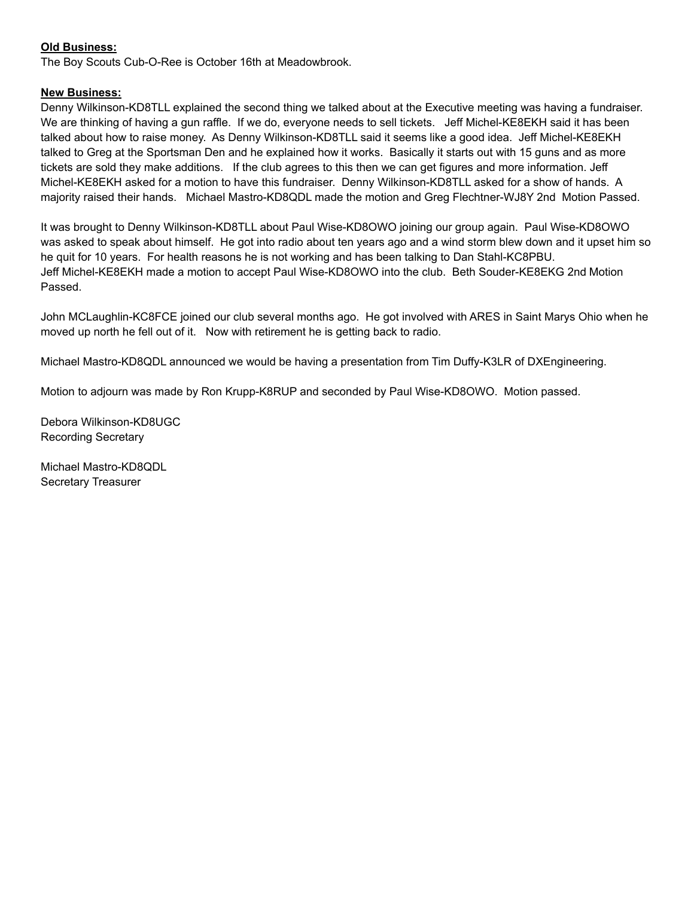**Old Business:**
The Boy Scouts Cub-O-Ree is October 16th at Meadowbrook.

**New Business:**
Denny Wilkinson-KD8TLL explained the second thing we talked about at the Executive meeting was having a fundraiser. We are thinking of having a gun raffle. If we do, everyone needs to sell tickets. Jeff Michel-KE8EKH said it has been talked about how to raise money. As Denny Wilkinson-KD8TLL said it seems like a good idea. Jeff Michel-KE8EKH talked to Greg at the Sportsman Den and he explained how it works. Basically it starts out with 15 guns and as more tickets are sold they make additions. If the club agrees to this then we can get figures and more information. Jeff Michel-KE8EKH asked for a motion to have this fundraiser. Denny Wilkinson-KD8TLL asked for a show of hands. A majority raised their hands. Michael Mastro-KD8QDL made the motion and Greg Flechtner-WJ8Y 2nd Motion Passed.

It was brought to Denny Wilkinson-KD8TLL about Paul Wise-KD8OWO joining our group again. Paul Wise-KD8OWO was asked to speak about himself. He got into radio about ten years ago and a wind storm blew down and it upset him so he quit for 10 years. For health reasons he is not working and has been talking to Dan Stahl-KC8PBU.
Jeff Michel-KE8EKH made a motion to accept Paul Wise-KD8OWO into the club. Beth Souder-KE8EKG 2nd Motion Passed.

John MCLaughlin-KC8FCE joined our club several months ago. He got involved with ARES in Saint Marys Ohio when he moved up north he fell out of it. Now with retirement he is getting back to radio.

Michael Mastro-KD8QDL announced we would be having a presentation from Tim Duffy-K3LR of DXEngineering.

Motion to adjourn was made by Ron Krupp-K8RUP and seconded by Paul Wise-KD8OWO. Motion passed.

Debora Wilkinson-KD8UGC
Recording Secretary

Michael Mastro-KD8QDL
Secretary Treasurer